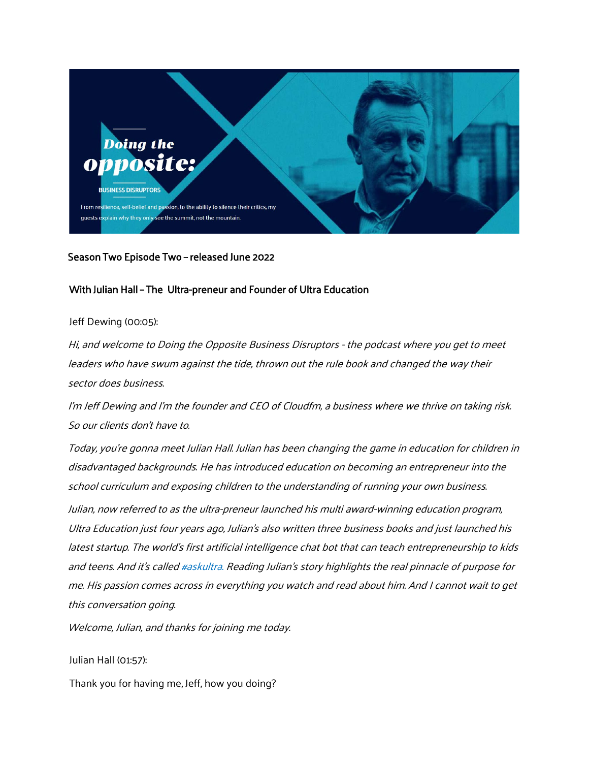Doing the opposite:

BUSINESS DISRUPTORS

From resilience, self-belief and passion, to the ability to silence their critics, my guests explain why they only see the summit, not the mountain.

Season Two Episode Two – released June 2022

With Julian Hall – The Ultra-preneur and Founder of Ultra Education

Jeff Dewing (00:05):

*Hi, and welcome to Doing the Opposite Business Disruptors - the podcast where you get to meet leaders who have swum against the tide, thrown out the rule book and changed the way their sector does business.*

*I'm Jeff Dewing and I'm the founder and CEO of Cloudfm, a business where we thrive on taking risk. So our clients don't have to.*

*Today, you're gonna meet Julian Hall. Julian has been changing the game in education for children in disadvantaged backgrounds. He has introduced education on becoming an entrepreneur into the school curriculum and exposing children to the understanding of running your own business.*

*Julian, now referred to as the ultra-preneur launched his multi award-winning education program, Ultra Education just four years ago, Julian's also written three business books and just launched his latest startup. The world's first artificial intelligence chat bot that can teach entrepreneurship to kids and teens. And it's called #askultra. Reading Julian's story highlights the real pinnacle of purpose for me. His passion comes across in everything you watch and read about him. And I cannot wait to get this conversation going.*

*Welcome, Julian, and thanks for joining me today.*

Julian Hall (01:57):

Thank you for having me, Jeff, how you doing?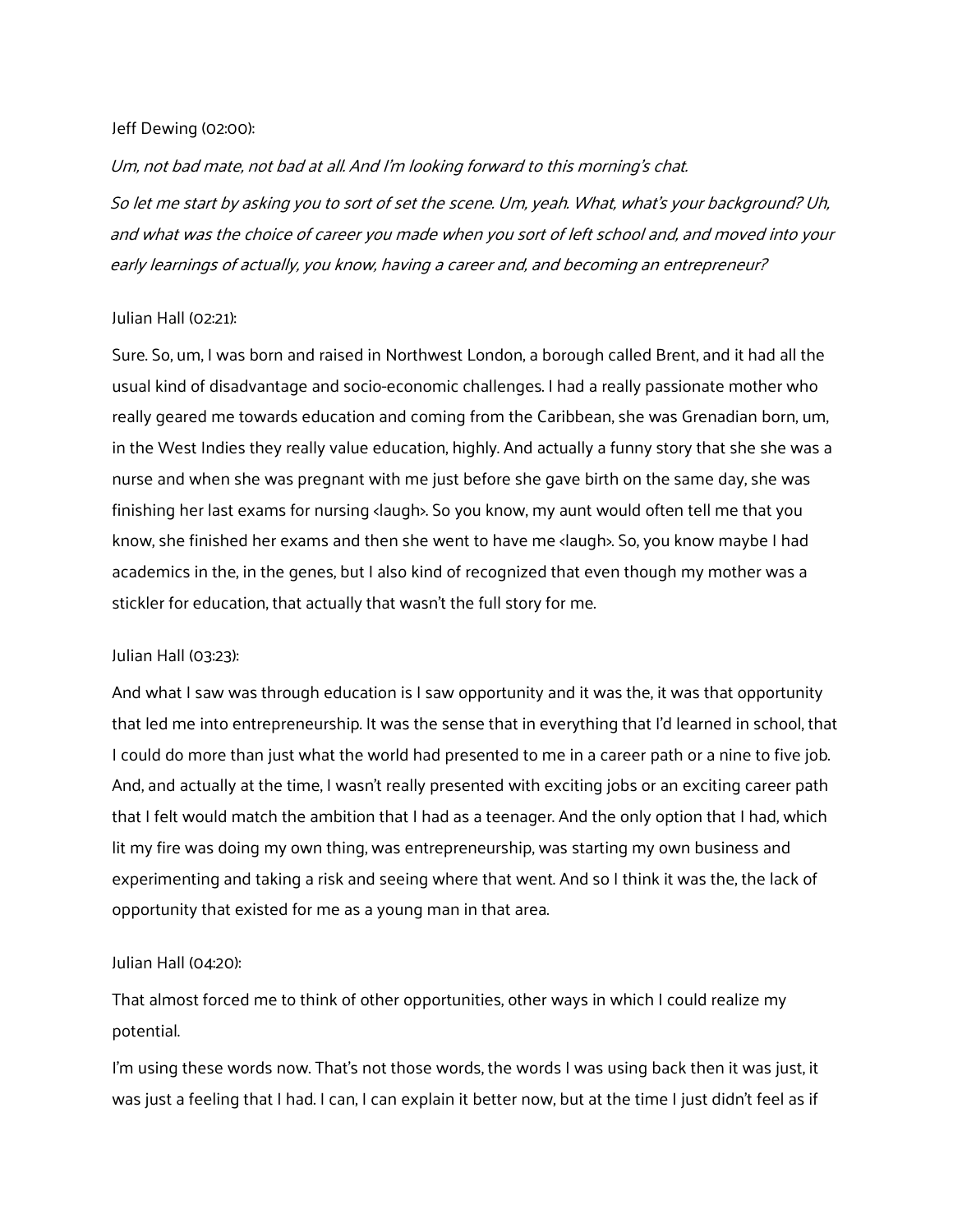Jeff Dewing (02:00):

*Um, not bad mate, not bad at all. And I'm looking forward to this morning's chat.*

*So let me start by asking you to sort of set the scene. Um, yeah. What, what's your background? Uh, and what was the choice of career you made when you sort of left school and, and moved into your early learnings of actually, you know, having a career and, and becoming an entrepreneur?*

Julian Hall (02:21):

Sure. So, um, I was born and raised in Northwest London, a borough called Brent, and it had all the usual kind of disadvantage and socio-economic challenges. I had a really passionate mother who really geared me towards education and coming from the Caribbean, she was Grenadian born, um, in the West Indies they really value education, highly. And actually a funny story that she she was a nurse and when she was pregnant with me just before she gave birth on the same day, she was finishing her last exams for nursing <laugh>. So you know, my aunt would often tell me that you know, she finished her exams and then she went to have me <laugh>. So, you know maybe I had academics in the, in the genes, but I also kind of recognized that even though my mother was a stickler for education, that actually that wasn't the full story for me.

Julian Hall (03:23):

And what I saw was through education is I saw opportunity and it was the, it was that opportunity that led me into entrepreneurship. It was the sense that in everything that I'd learned in school, that I could do more than just what the world had presented to me in a career path or a nine to five job. And, and actually at the time, I wasn't really presented with exciting jobs or an exciting career path that I felt would match the ambition that I had as a teenager. And the only option that I had, which lit my fire was doing my own thing, was entrepreneurship, was starting my own business and experimenting and taking a risk and seeing where that went. And so I think it was the, the lack of opportunity that existed for me as a young man in that area.

Julian Hall (04:20):

That almost forced me to think of other opportunities, other ways in which I could realize my potential.

I'm using these words now. That's not those words, the words I was using back then it was just, it was just a feeling that I had. I can, I can explain it better now, but at the time I just didn't feel as if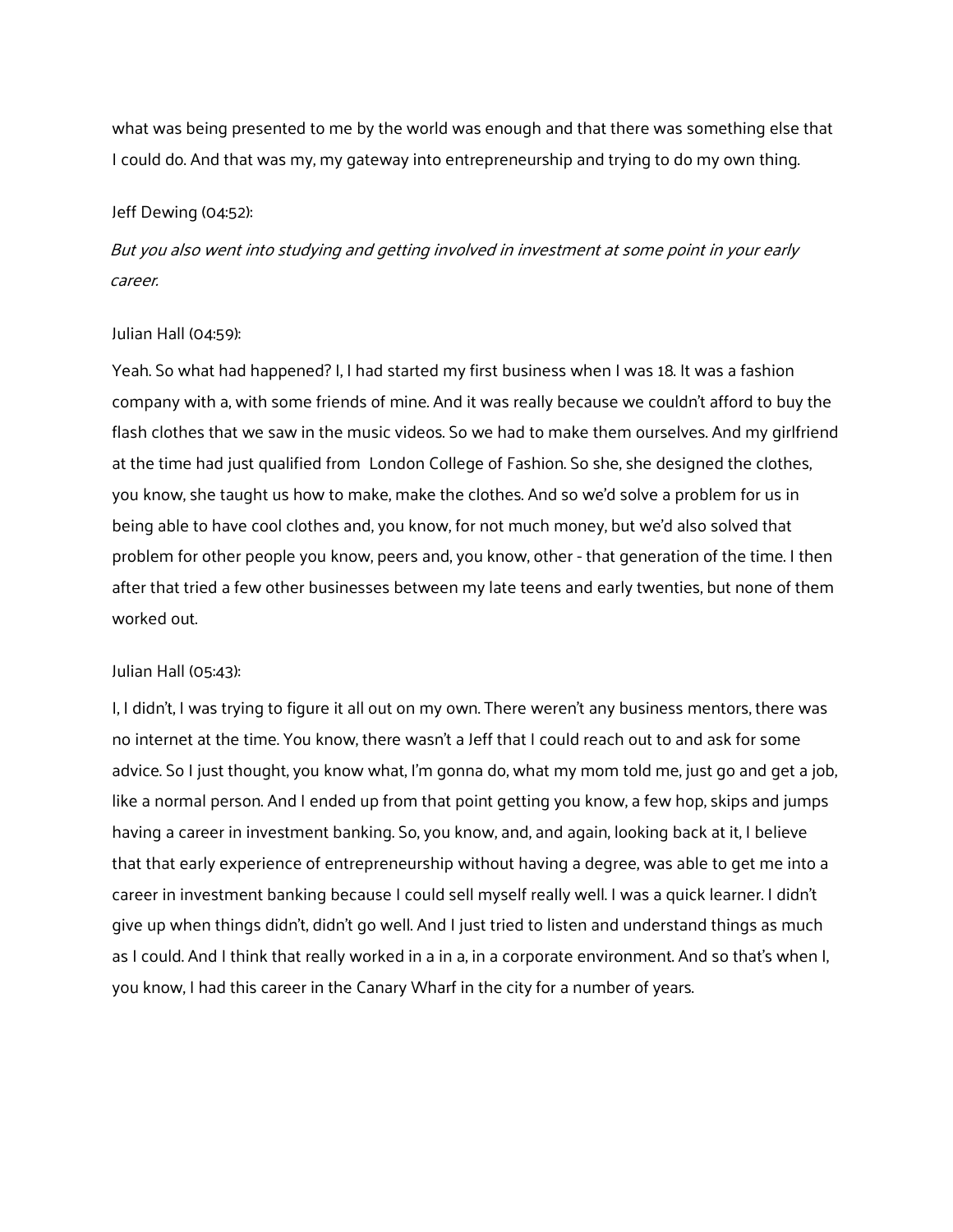what was being presented to me by the world was enough and that there was something else that I could do. And that was my, my gateway into entrepreneurship and trying to do my own thing.

Jeff Dewing (04:52):

*But you also went into studying and getting involved in investment at some point in your early career.*

Julian Hall (04:59):

Yeah. So what had happened? I, I had started my first business when I was 18. It was a fashion company with a, with some friends of mine. And it was really because we couldn't afford to buy the flash clothes that we saw in the music videos. So we had to make them ourselves. And my girlfriend at the time had just qualified from London College of Fashion. So she, she designed the clothes, you know, she taught us how to make, make the clothes. And so we'd solve a problem for us in being able to have cool clothes and, you know, for not much money, but we'd also solved that problem for other people you know, peers and, you know, other - that generation of the time. I then after that tried a few other businesses between my late teens and early twenties, but none of them worked out.

Julian Hall (05:43):

I, I didn't, I was trying to figure it all out on my own. There weren't any business mentors, there was no internet at the time. You know, there wasn't a Jeff that I could reach out to and ask for some advice. So I just thought, you know what, I'm gonna do, what my mom told me, just go and get a job, like a normal person. And I ended up from that point getting you know, a few hop, skips and jumps having a career in investment banking. So, you know, and, and again, looking back at it, I believe that that early experience of entrepreneurship without having a degree, was able to get me into a career in investment banking because I could sell myself really well. I was a quick learner. I didn't give up when things didn't, didn't go well. And I just tried to listen and understand things as much as I could. And I think that really worked in a in a, in a corporate environment. And so that's when I, you know, I had this career in the Canary Wharf in the city for a number of years.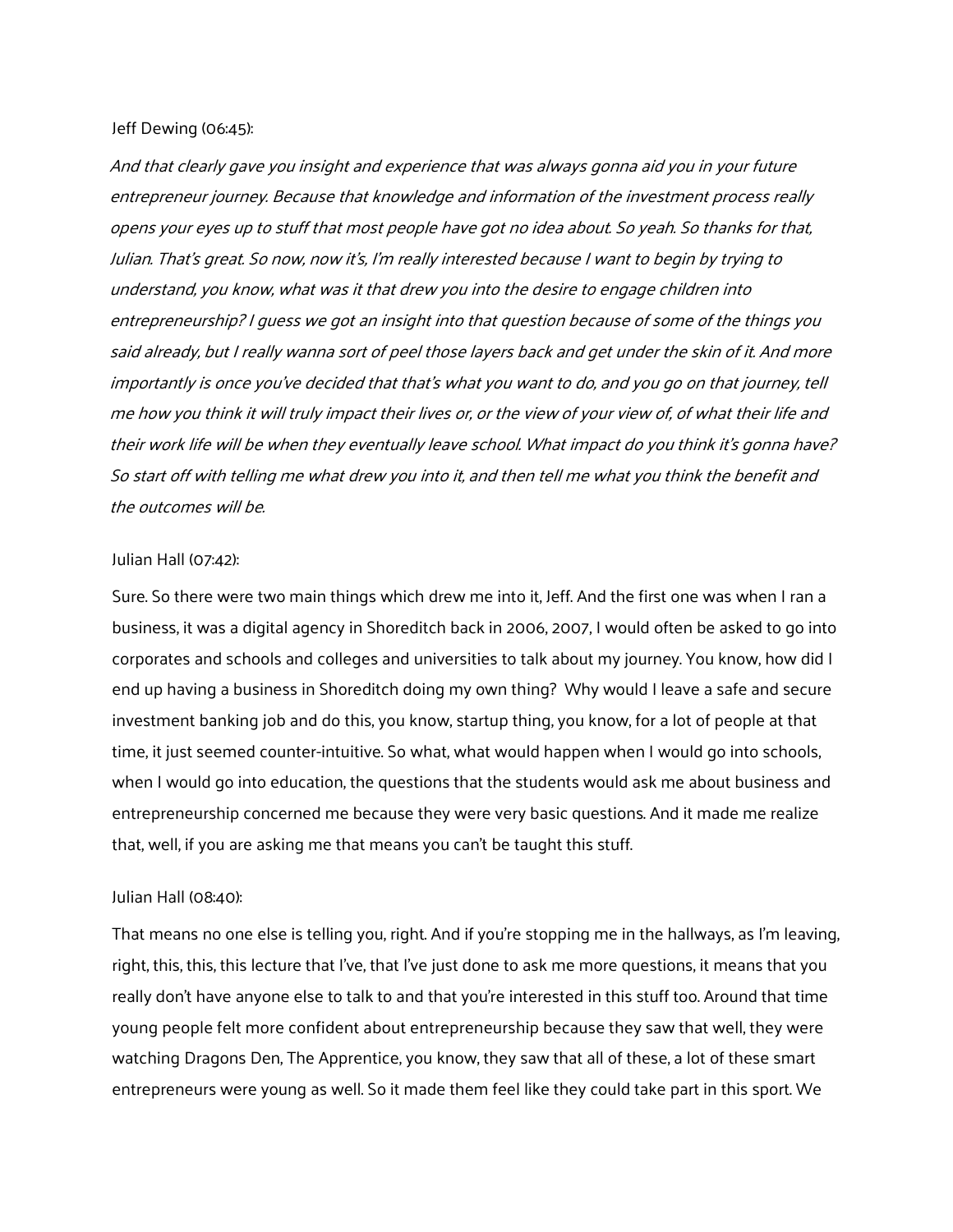Jeff Dewing (06:45):

*And that clearly gave you insight and experience that was always gonna aid you in your future entrepreneur journey. Because that knowledge and information of the investment process really opens your eyes up to stuff that most people have got no idea about. So yeah. So thanks for that, Julian. That's great. So now, now it's, I'm really interested because I want to begin by trying to understand, you know, what was it that drew you into the desire to engage children into entrepreneurship? I guess we got an insight into that question because of some of the things you said already, but I really wanna sort of peel those layers back and get under the skin of it. And more importantly is once you've decided that that's what you want to do, and you go on that journey, tell me how you think it will truly impact their lives or, or the view of your view of, of what their life and their work life will be when they eventually leave school. What impact do you think it's gonna have? So start off with telling me what drew you into it, and then tell me what you think the benefit and the outcomes will be.*

Julian Hall (07:42):

Sure. So there were two main things which drew me into it, Jeff. And the first one was when I ran a business, it was a digital agency in Shoreditch back in 2006, 2007, I would often be asked to go into corporates and schools and colleges and universities to talk about my journey. You know, how did I end up having a business in Shoreditch doing my own thing? Why would I leave a safe and secure investment banking job and do this, you know, startup thing, you know, for a lot of people at that time, it just seemed counter-intuitive. So what, what would happen when I would go into schools, when I would go into education, the questions that the students would ask me about business and entrepreneurship concerned me because they were very basic questions. And it made me realize that, well, if you are asking me that means you can't be taught this stuff.

Julian Hall (08:40):

That means no one else is telling you, right. And if you're stopping me in the hallways, as I'm leaving, right, this, this, this lecture that I've, that I've just done to ask me more questions, it means that you really don't have anyone else to talk to and that you're interested in this stuff too. Around that time young people felt more confident about entrepreneurship because they saw that well, they were watching Dragons Den, The Apprentice, you know, they saw that all of these, a lot of these smart entrepreneurs were young as well. So it made them feel like they could take part in this sport. We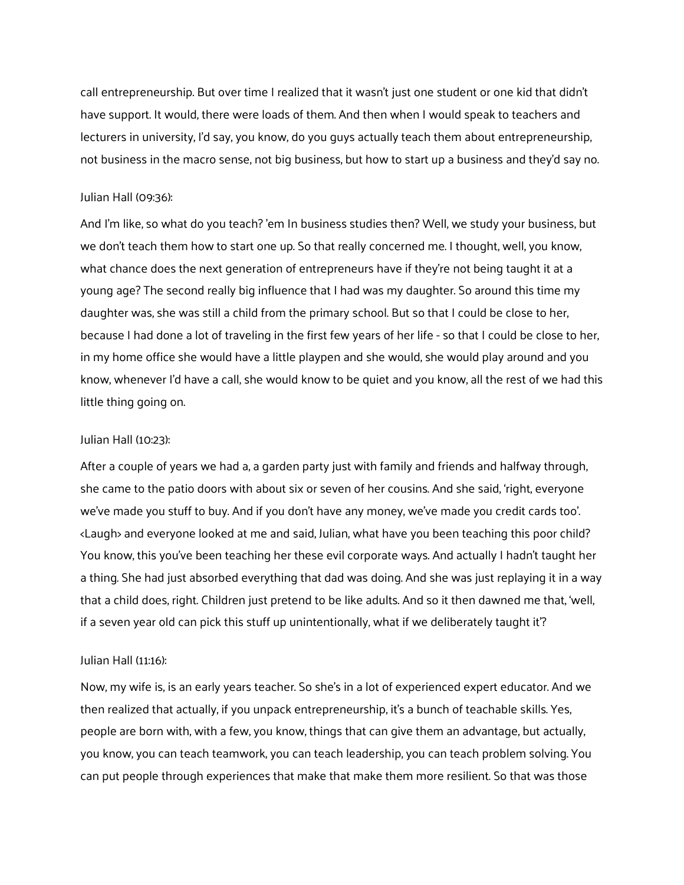call entrepreneurship. But over time I realized that it wasn't just one student or one kid that didn't have support. It would, there were loads of them. And then when I would speak to teachers and lecturers in university, I'd say, you know, do you guys actually teach them about entrepreneurship, not business in the macro sense, not big business, but how to start up a business and they'd say no.

Julian Hall (09:36):

And I'm like, so what do you teach? 'em In business studies then? Well, we study your business, but we don't teach them how to start one up. So that really concerned me. I thought, well, you know, what chance does the next generation of entrepreneurs have if they're not being taught it at a young age? The second really big influence that I had was my daughter. So around this time my daughter was, she was still a child from the primary school. But so that I could be close to her, because I had done a lot of traveling in the first few years of her life - so that I could be close to her, in my home office she would have a little playpen and she would, she would play around and you know, whenever I'd have a call, she would know to be quiet and you know, all the rest of we had this little thing going on.

Julian Hall (10:23):

After a couple of years we had a, a garden party just with family and friends and halfway through, she came to the patio doors with about six or seven of her cousins. And she said, 'right, everyone we've made you stuff to buy. And if you don't have any money, we've made you credit cards too'. <Laugh> and everyone looked at me and said, Julian, what have you been teaching this poor child? You know, this you've been teaching her these evil corporate ways. And actually I hadn't taught her a thing. She had just absorbed everything that dad was doing. And she was just replaying it in a way that a child does, right. Children just pretend to be like adults. And so it then dawned me that, 'well, if a seven year old can pick this stuff up unintentionally, what if we deliberately taught it'?

Julian Hall (11:16):

Now, my wife is, is an early years teacher. So she's in a lot of experienced expert educator. And we then realized that actually, if you unpack entrepreneurship, it's a bunch of teachable skills. Yes, people are born with, with a few, you know, things that can give them an advantage, but actually, you know, you can teach teamwork, you can teach leadership, you can teach problem solving. You can put people through experiences that make that make them more resilient. So that was those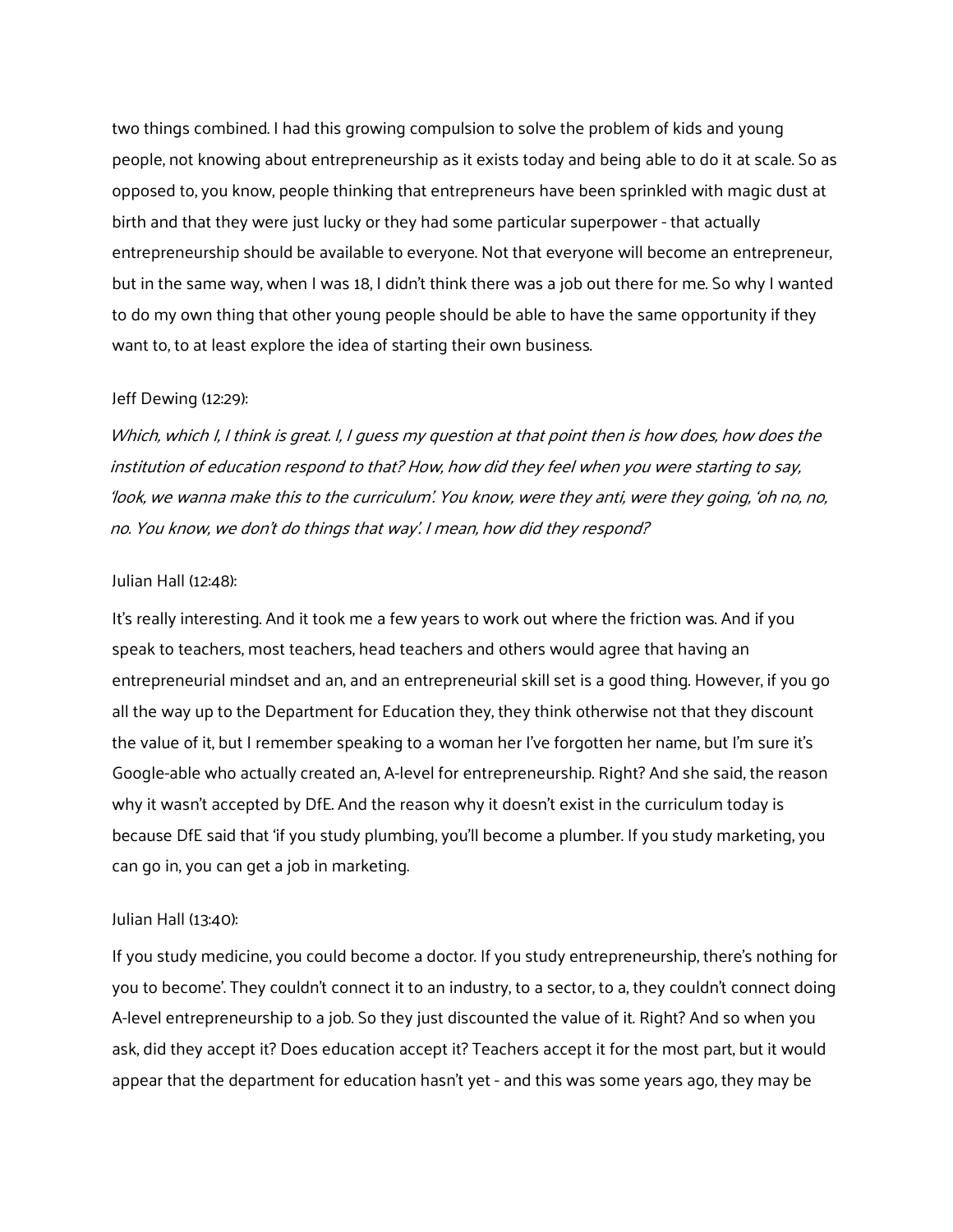two things combined. I had this growing compulsion to solve the problem of kids and young people, not knowing about entrepreneurship as it exists today and being able to do it at scale. So as opposed to, you know, people thinking that entrepreneurs have been sprinkled with magic dust at birth and that they were just lucky or they had some particular superpower - that actually entrepreneurship should be available to everyone. Not that everyone will become an entrepreneur, but in the same way, when I was 18, I didn't think there was a job out there for me. So why I wanted to do my own thing that other young people should be able to have the same opportunity if they want to, to at least explore the idea of starting their own business.

Jeff Dewing (12:29):

*Which, which I, I think is great. I, I guess my question at that point then is how does, how does the institution of education respond to that? How, how did they feel when you were starting to say, 'look, we wanna make this to the curriculum'. You know, were they anti, were they going, 'oh no, no, no. You know, we don't do things that way'. I mean, how did they respond?*

Julian Hall (12:48):

It's really interesting. And it took me a few years to work out where the friction was. And if you speak to teachers, most teachers, head teachers and others would agree that having an entrepreneurial mindset and an, and an entrepreneurial skill set is a good thing. However, if you go all the way up to the Department for Education they, they think otherwise not that they discount the value of it, but I remember speaking to a woman her I've forgotten her name, but I'm sure it's Google-able who actually created an, A-level for entrepreneurship. Right? And she said, the reason why it wasn't accepted by DfE. And the reason why it doesn't exist in the curriculum today is because DfE said that 'if you study plumbing, you'll become a plumber. If you study marketing, you can go in, you can get a job in marketing.

Julian Hall (13:40):

If you study medicine, you could become a doctor. If you study entrepreneurship, there's nothing for you to become'. They couldn't connect it to an industry, to a sector, to a, they couldn't connect doing A-level entrepreneurship to a job. So they just discounted the value of it. Right? And so when you ask, did they accept it? Does education accept it? Teachers accept it for the most part, but it would appear that the department for education hasn't yet - and this was some years ago, they may be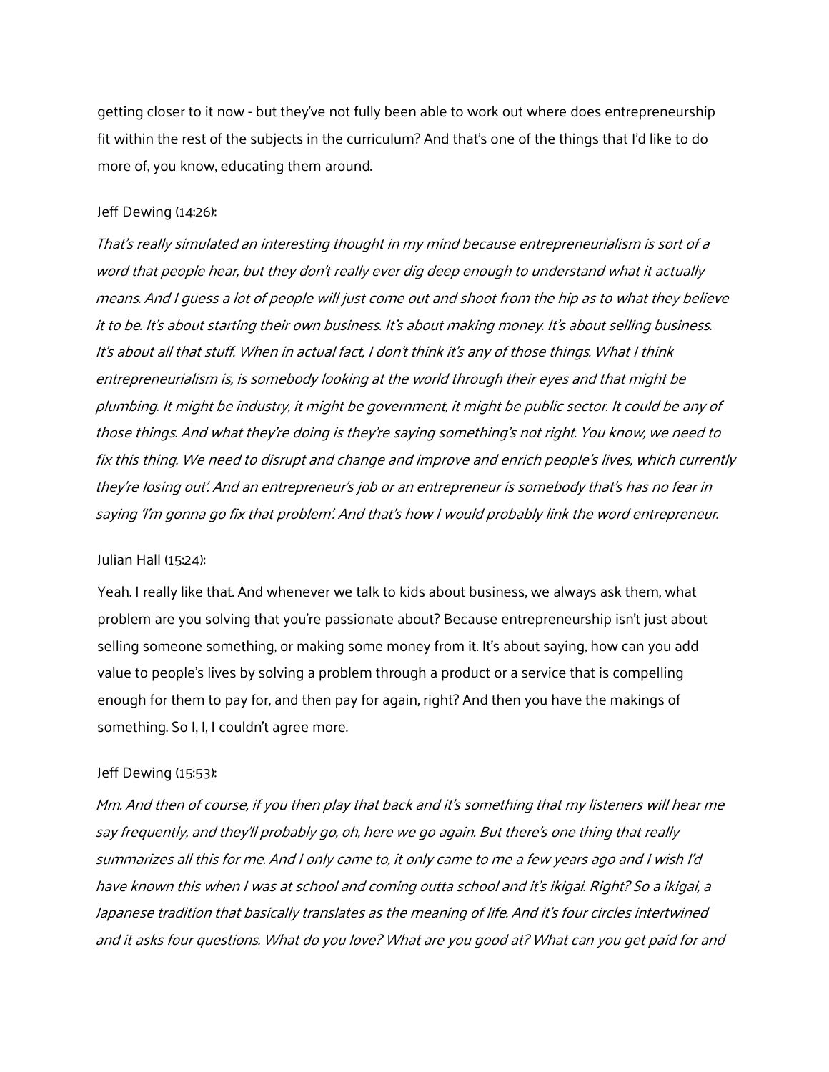getting closer to it now - but they've not fully been able to work out where does entrepreneurship fit within the rest of the subjects in the curriculum? And that's one of the things that I'd like to do more of, you know, educating them around.

Jeff Dewing (14:26):

*That's really simulated an interesting thought in my mind because entrepreneurialism is sort of a word that people hear, but they don't really ever dig deep enough to understand what it actually means. And I guess a lot of people will just come out and shoot from the hip as to what they believe it to be. It's about starting their own business. It's about making money. It's about selling business. It's about all that stuff. When in actual fact, I don't think it's any of those things. What I think entrepreneurialism is, is somebody looking at the world through their eyes and that might be plumbing. It might be industry, it might be government, it might be public sector. It could be any of those things. And what they're doing is they're saying something's not right. You know, we need to fix this thing. We need to disrupt and change and improve and enrich people's lives, which currently they're losing out'. And an entrepreneur's job or an entrepreneur is somebody that's has no fear in saying 'I'm gonna go fix that problem'. And that's how I would probably link the word entrepreneur.*

Julian Hall (15:24):

Yeah. I really like that. And whenever we talk to kids about business, we always ask them, what problem are you solving that you're passionate about? Because entrepreneurship isn't just about selling someone something, or making some money from it. It's about saying, how can you add value to people's lives by solving a problem through a product or a service that is compelling enough for them to pay for, and then pay for again, right? And then you have the makings of something. So I, I, I couldn't agree more.

Jeff Dewing (15:53):

*Mm. And then of course, if you then play that back and it's something that my listeners will hear me say frequently, and they'll probably go, oh, here we go again. But there's one thing that really summarizes all this for me. And I only came to, it only came to me a few years ago and I wish I'd have known this when I was at school and coming outta school and it's ikigai. Right? So a ikigai, a Japanese tradition that basically translates as the meaning of life. And it's four circles intertwined and it asks four questions. What do you love? What are you good at? What can you get paid for and*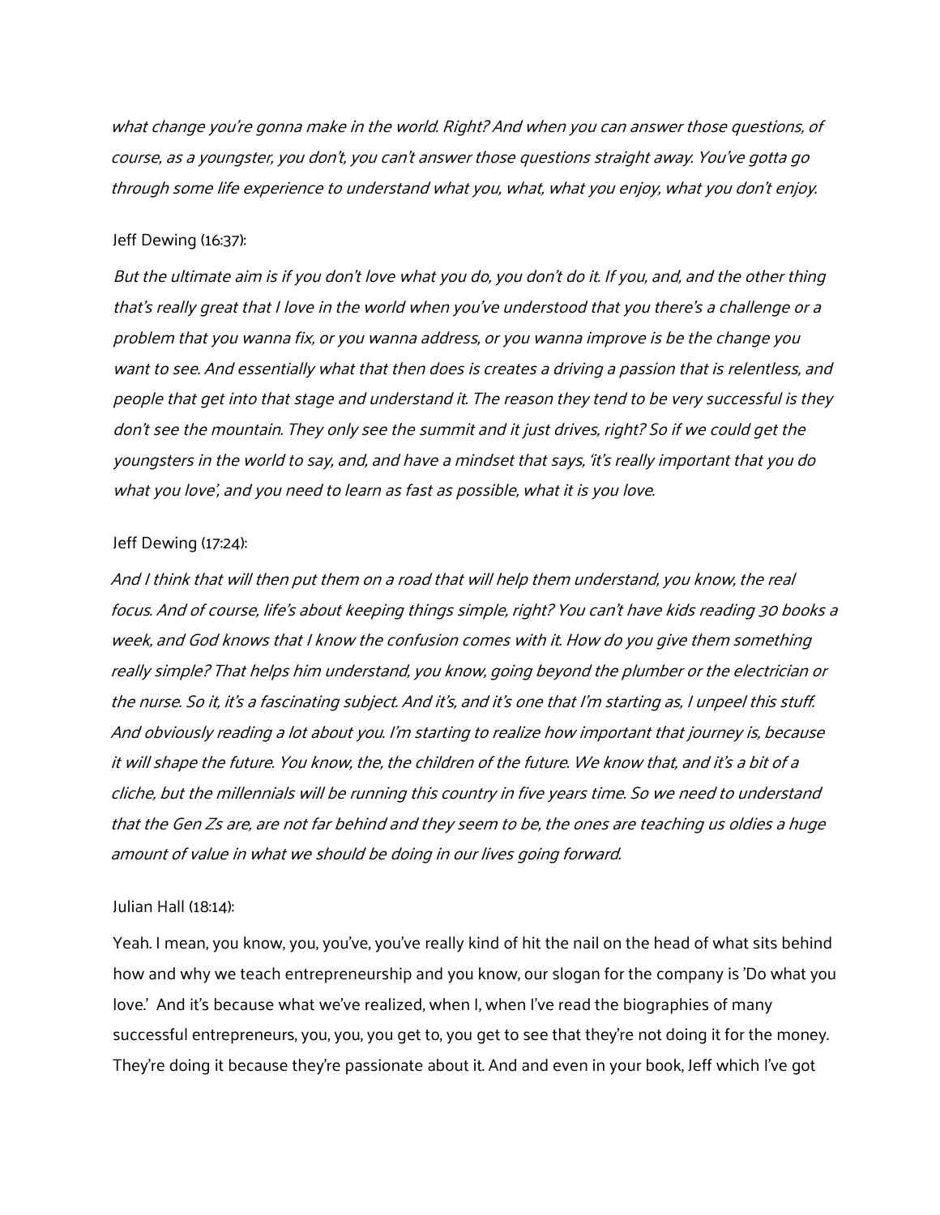*what change you're gonna make in the world. Right? And when you can answer those questions, of course, as a youngster, you don't, you can't answer those questions straight away. You've gotta go through some life experience to understand what you, what, what you enjoy, what you don't enjoy.*

Jeff Dewing (16:37):

*But the ultimate aim is if you don't love what you do, you don't do it. If you, and, and the other thing that's really great that I love in the world when you've understood that you there's a challenge or a problem that you wanna fix, or you wanna address, or you wanna improve is be the change you want to see. And essentially what that then does is creates a driving a passion that is relentless, and people that get into that stage and understand it. The reason they tend to be very successful is they don't see the mountain. They only see the summit and it just drives, right? So if we could get the youngsters in the world to say, and, and have a mindset that says, 'it's really important that you do what you love', and you need to learn as fast as possible, what it is you love.*

Jeff Dewing (17:24):

*And I think that will then put them on a road that will help them understand, you know, the real focus. And of course, life's about keeping things simple, right? You can't have kids reading 30 books a week, and God knows that I know the confusion comes with it. How do you give them something really simple? That helps him understand, you know, going beyond the plumber or the electrician or the nurse. So it, it's a fascinating subject. And it's, and it's one that I'm starting as, I unpeel this stuff. And obviously reading a lot about you. I'm starting to realize how important that journey is, because it will shape the future. You know, the, the children of the future. We know that, and it's a bit of a cliche, but the millennials will be running this country in five years time. So we need to understand that the Gen Zs are, are not far behind and they seem to be, the ones are teaching us oldies a huge amount of value in what we should be doing in our lives going forward.*

Julian Hall (18:14):

Yeah. I mean, you know, you, you've, you've really kind of hit the nail on the head of what sits behind how and why we teach entrepreneurship and you know, our slogan for the company is 'Do what you love.' And it's because what we've realized, when I, when I've read the biographies of many successful entrepreneurs, you, you, you get to, you get to see that they're not doing it for the money. They're doing it because they're passionate about it. And and even in your book, Jeff which I've got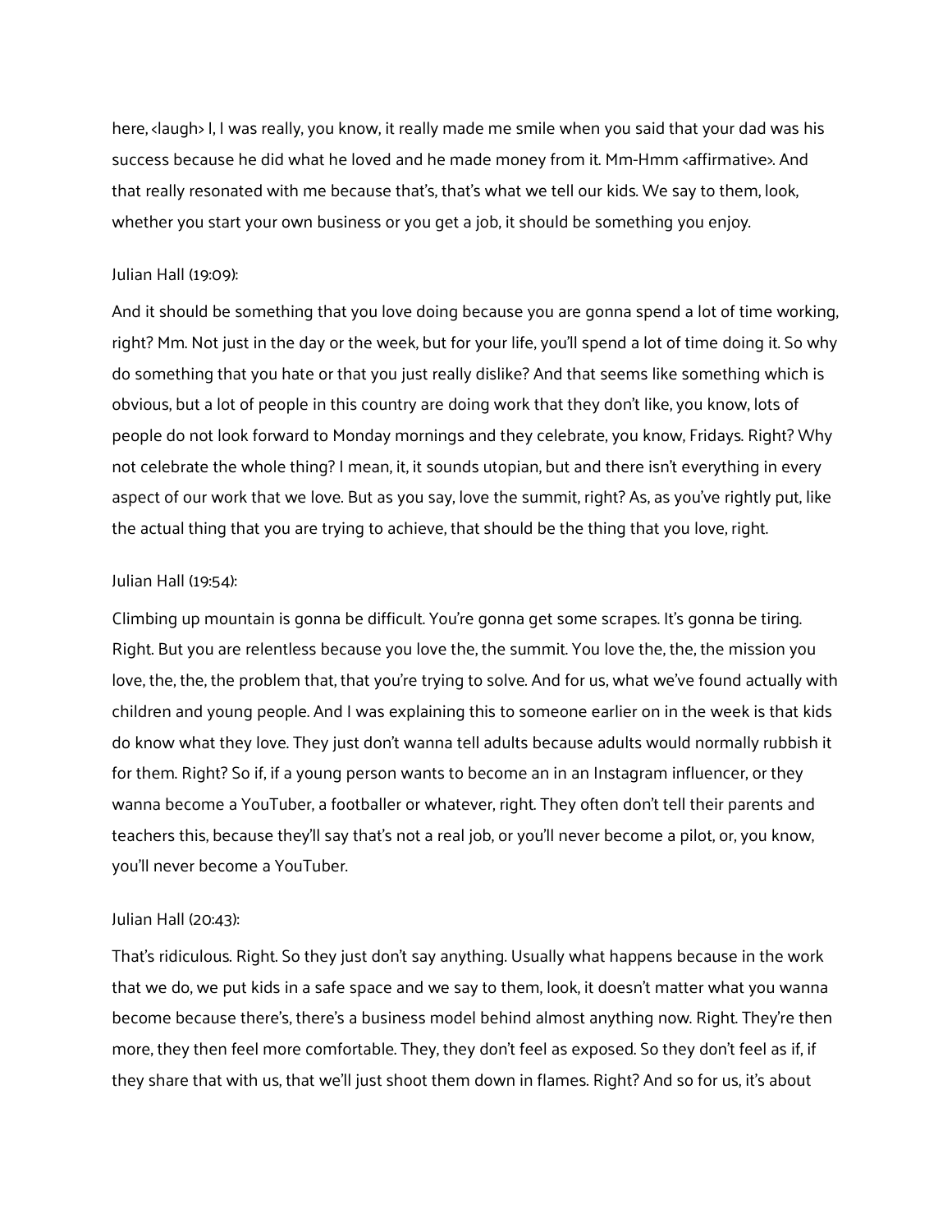here, <laugh> I, I was really, you know, it really made me smile when you said that your dad was his success because he did what he loved and he made money from it. Mm-Hmm <affirmative>. And that really resonated with me because that's, that's what we tell our kids. We say to them, look, whether you start your own business or you get a job, it should be something you enjoy.

Julian Hall (19:09):

And it should be something that you love doing because you are gonna spend a lot of time working, right? Mm. Not just in the day or the week, but for your life, you'll spend a lot of time doing it. So why do something that you hate or that you just really dislike? And that seems like something which is obvious, but a lot of people in this country are doing work that they don't like, you know, lots of people do not look forward to Monday mornings and they celebrate, you know, Fridays. Right? Why not celebrate the whole thing? I mean, it, it sounds utopian, but and there isn't everything in every aspect of our work that we love. But as you say, love the summit, right? As, as you've rightly put, like the actual thing that you are trying to achieve, that should be the thing that you love, right.

Julian Hall (19:54):

Climbing up mountain is gonna be difficult. You're gonna get some scrapes. It's gonna be tiring. Right. But you are relentless because you love the, the summit. You love the, the, the mission you love, the, the, the problem that, that you're trying to solve. And for us, what we've found actually with children and young people. And I was explaining this to someone earlier on in the week is that kids do know what they love. They just don't wanna tell adults because adults would normally rubbish it for them. Right? So if, if a young person wants to become an in an Instagram influencer, or they wanna become a YouTuber, a footballer or whatever, right. They often don't tell their parents and teachers this, because they'll say that's not a real job, or you'll never become a pilot, or, you know, you'll never become a YouTuber.

Julian Hall (20:43):

That's ridiculous. Right. So they just don't say anything. Usually what happens because in the work that we do, we put kids in a safe space and we say to them, look, it doesn't matter what you wanna become because there's, there's a business model behind almost anything now. Right. They're then more, they then feel more comfortable. They, they don't feel as exposed. So they don't feel as if, if they share that with us, that we'll just shoot them down in flames. Right? And so for us, it's about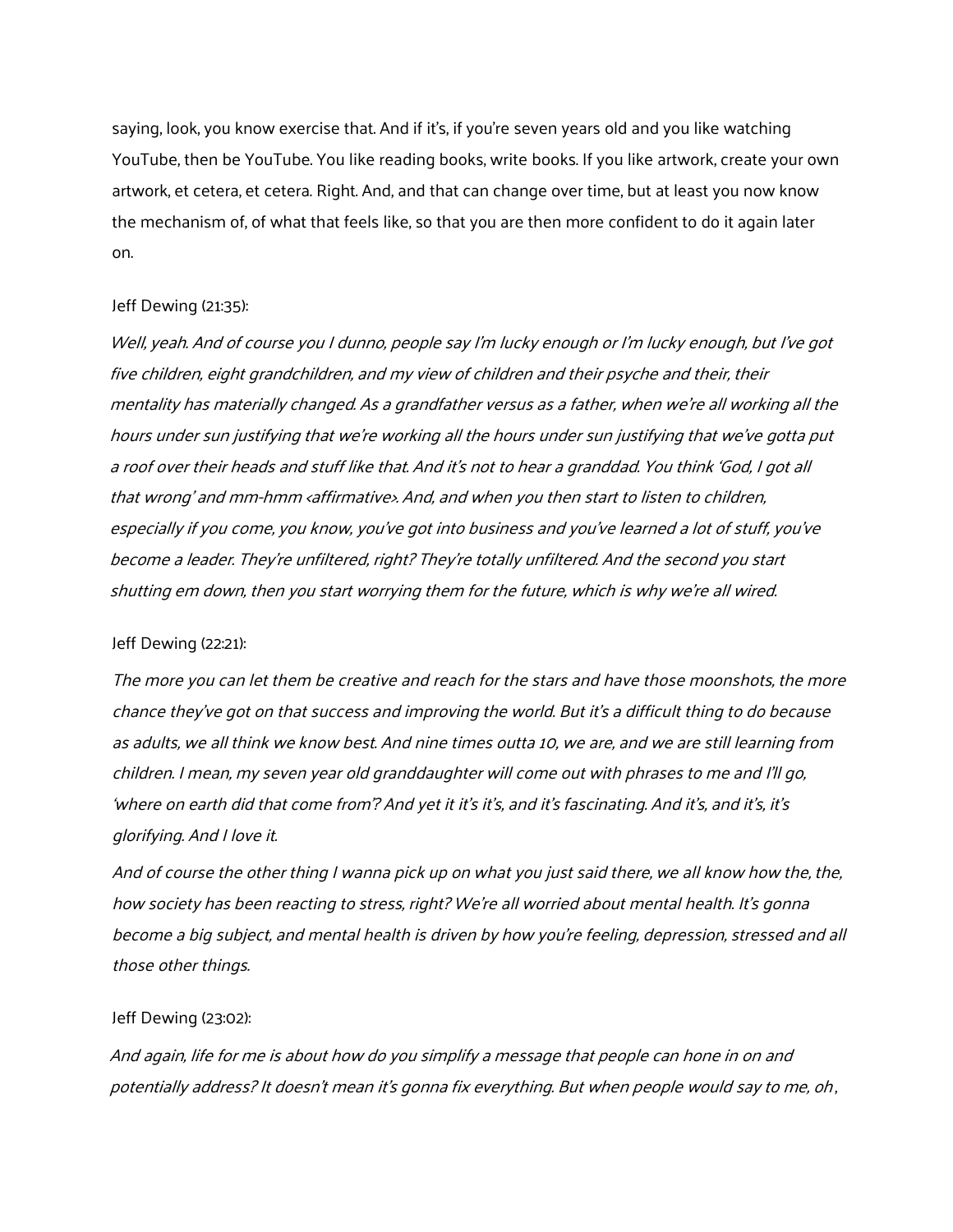saying, look, you know exercise that. And if it's, if you're seven years old and you like watching YouTube, then be YouTube. You like reading books, write books. If you like artwork, create your own artwork, et cetera, et cetera. Right. And, and that can change over time, but at least you now know the mechanism of, of what that feels like, so that you are then more confident to do it again later on.

Jeff Dewing (21:35):

*Well, yeah. And of course you I dunno, people say I'm lucky enough or I'm lucky enough, but I've got five children, eight grandchildren, and my view of children and their psyche and their, their mentality has materially changed. As a grandfather versus as a father, when we're all working all the hours under sun justifying that we're working all the hours under sun justifying that we've gotta put a roof over their heads and stuff like that. And it's not to hear a granddad. You think 'God, I got all that wrong' and mm-hmm <affirmative>. And, and when you then start to listen to children, especially if you come, you know, you've got into business and you've learned a lot of stuff, you've become a leader. They're unfiltered, right? They're totally unfiltered. And the second you start shutting em down, then you start worrying them for the future, which is why we're all wired.*

Jeff Dewing (22:21):

*The more you can let them be creative and reach for the stars and have those moonshots, the more chance they've got on that success and improving the world. But it's a difficult thing to do because as adults, we all think we know best. And nine times outta 10, we are, and we are still learning from children. I mean, my seven year old granddaughter will come out with phrases to me and I'll go, 'where on earth did that come from'? And yet it it's it's, and it's fascinating. And it's, and it's, it's glorifying. And I love it.*

*And of course the other thing I wanna pick up on what you just said there, we all know how the, the, how society has been reacting to stress, right? We're all worried about mental health. It's gonna become a big subject, and mental health is driven by how you're feeling, depression, stressed and all those other things.*

Jeff Dewing (23:02):

*And again, life for me is about how do you simplify a message that people can hone in on and potentially address? It doesn't mean it's gonna fix everything. But when people would say to me, oh,*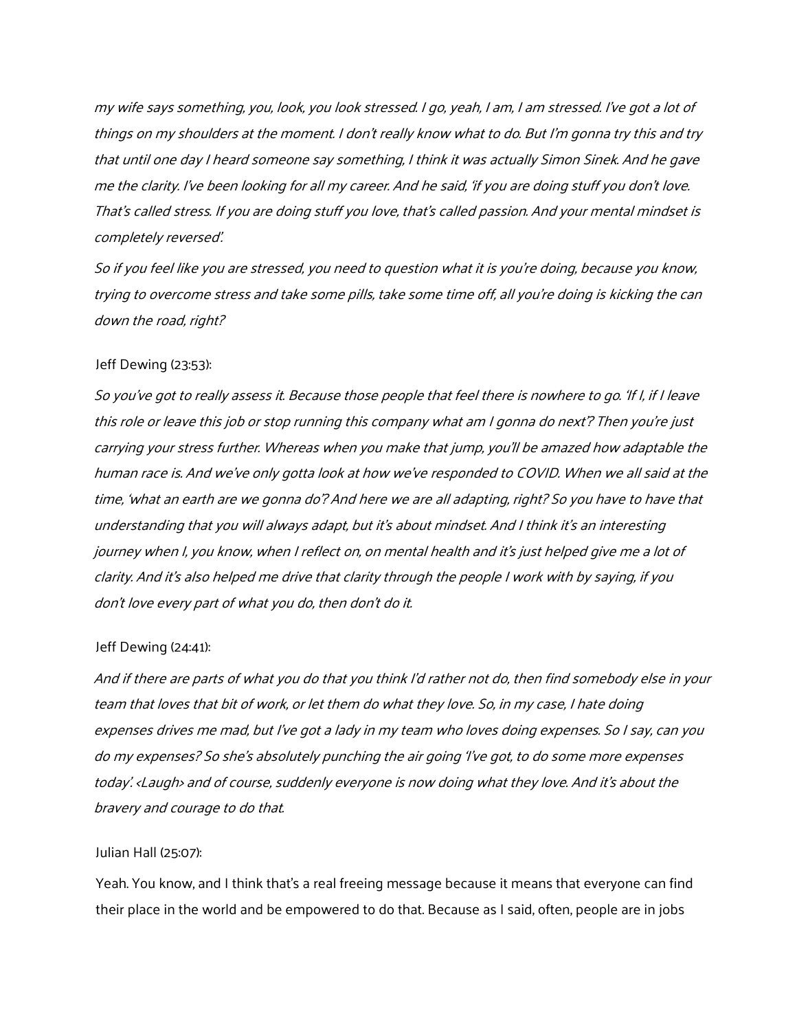*my wife says something, you, look, you look stressed. I go, yeah, I am, I am stressed. I've got a lot of things on my shoulders at the moment. I don't really know what to do. But I'm gonna try this and try that until one day I heard someone say something, I think it was actually Simon Sinek. And he gave me the clarity. I've been looking for all my career. And he said, 'if you are doing stuff you don't love. That's called stress. If you are doing stuff you love, that's called passion. And your mental mindset is completely reversed'.*

*So if you feel like you are stressed, you need to question what it is you're doing, because you know, trying to overcome stress and take some pills, take some time off, all you're doing is kicking the can down the road, right?*

Jeff Dewing (23:53):

*So you've got to really assess it. Because those people that feel there is nowhere to go. 'If I, if I leave this role or leave this job or stop running this company what am I gonna do next'? Then you're just carrying your stress further. Whereas when you make that jump, you'll be amazed how adaptable the human race is. And we've only gotta look at how we've responded to COVID. When we all said at the time, 'what an earth are we gonna do'? And here we are all adapting, right? So you have to have that understanding that you will always adapt, but it's about mindset. And I think it's an interesting journey when I, you know, when I reflect on, on mental health and it's just helped give me a lot of clarity. And it's also helped me drive that clarity through the people I work with by saying, if you don't love every part of what you do, then don't do it.*

Jeff Dewing (24:41):

*And if there are parts of what you do that you think I'd rather not do, then find somebody else in your team that loves that bit of work, or let them do what they love. So, in my case, I hate doing expenses drives me mad, but I've got a lady in my team who loves doing expenses. So I say, can you do my expenses? So she's absolutely punching the air going 'I've got, to do some more expenses today'. <Laugh> and of course, suddenly everyone is now doing what they love. And it's about the bravery and courage to do that.*

Julian Hall (25:07):

Yeah. You know, and I think that's a real freeing message because it means that everyone can find their place in the world and be empowered to do that. Because as I said, often, people are in jobs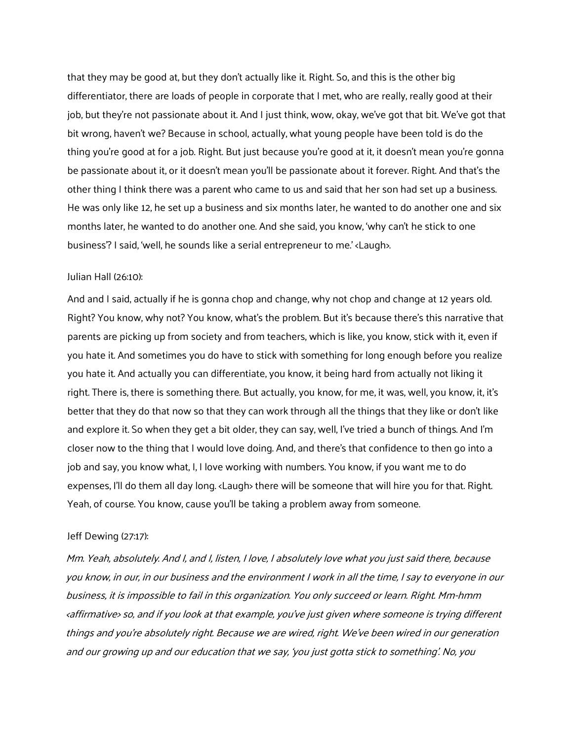that they may be good at, but they don't actually like it. Right. So, and this is the other big differentiator, there are loads of people in corporate that I met, who are really, really good at their job, but they're not passionate about it. And I just think, wow, okay, we've got that bit. We've got that bit wrong, haven't we? Because in school, actually, what young people have been told is do the thing you're good at for a job. Right. But just because you're good at it, it doesn't mean you're gonna be passionate about it, or it doesn't mean you'll be passionate about it forever. Right. And that's the other thing I think there was a parent who came to us and said that her son had set up a business. He was only like 12, he set up a business and six months later, he wanted to do another one and six months later, he wanted to do another one. And she said, you know, 'why can't he stick to one business'? I said, 'well, he sounds like a serial entrepreneur to me.' <Laugh>.

Julian Hall (26:10):

And and I said, actually if he is gonna chop and change, why not chop and change at 12 years old. Right? You know, why not? You know, what's the problem. But it's because there's this narrative that parents are picking up from society and from teachers, which is like, you know, stick with it, even if you hate it. And sometimes you do have to stick with something for long enough before you realize you hate it. And actually you can differentiate, you know, it being hard from actually not liking it right. There is, there is something there. But actually, you know, for me, it was, well, you know, it, it's better that they do that now so that they can work through all the things that they like or don't like and explore it. So when they get a bit older, they can say, well, I've tried a bunch of things. And I'm closer now to the thing that I would love doing. And, and there's that confidence to then go into a job and say, you know what, I, I love working with numbers. You know, if you want me to do expenses, I'll do them all day long. <Laugh> there will be someone that will hire you for that. Right. Yeah, of course. You know, cause you'll be taking a problem away from someone.

Jeff Dewing (27:17):

*Mm. Yeah, absolutely. And I, and I, listen, I love, I absolutely love what you just said there, because you know, in our, in our business and the environment I work in all the time, I say to everyone in our business, it is impossible to fail in this organization. You only succeed or learn. Right. Mm-hmm <affirmative> so, and if you look at that example, you've just given where someone is trying different things and you're absolutely right. Because we are wired, right. We've been wired in our generation and our growing up and our education that we say, 'you just gotta stick to something'. No, you*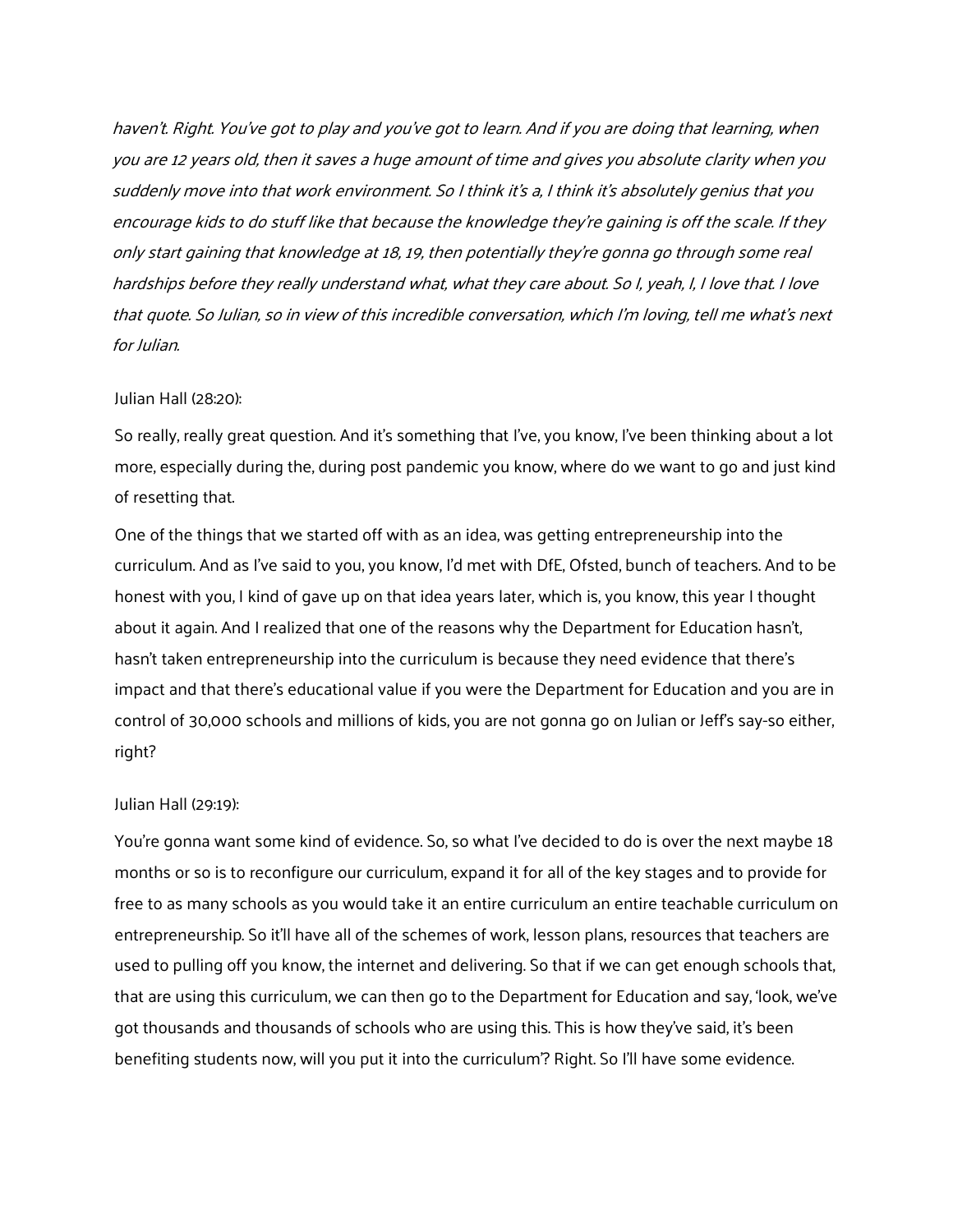*haven't. Right. You've got to play and you've got to learn. And if you are doing that learning, when you are 12 years old, then it saves a huge amount of time and gives you absolute clarity when you suddenly move into that work environment. So I think it's a, I think it's absolutely genius that you encourage kids to do stuff like that because the knowledge they're gaining is off the scale. If they only start gaining that knowledge at 18, 19, then potentially they're gonna go through some real hardships before they really understand what, what they care about. So I, yeah, I, I love that. I love that quote. So Julian, so in view of this incredible conversation, which I'm loving, tell me what's next for Julian.*

Julian Hall (28:20):

So really, really great question. And it's something that I've, you know, I've been thinking about a lot more, especially during the, during post pandemic you know, where do we want to go and just kind of resetting that.

One of the things that we started off with as an idea, was getting entrepreneurship into the curriculum. And as I've said to you, you know, I'd met with DfE, Ofsted, bunch of teachers. And to be honest with you, I kind of gave up on that idea years later, which is, you know, this year I thought about it again. And I realized that one of the reasons why the Department for Education hasn't, hasn't taken entrepreneurship into the curriculum is because they need evidence that there's impact and that there's educational value if you were the Department for Education and you are in control of 30,000 schools and millions of kids, you are not gonna go on Julian or Jeff's say-so either, right?

Julian Hall (29:19):

You're gonna want some kind of evidence. So, so what I've decided to do is over the next maybe 18 months or so is to reconfigure our curriculum, expand it for all of the key stages and to provide for free to as many schools as you would take it an entire curriculum an entire teachable curriculum on entrepreneurship. So it'll have all of the schemes of work, lesson plans, resources that teachers are used to pulling off you know, the internet and delivering. So that if we can get enough schools that, that are using this curriculum, we can then go to the Department for Education and say, 'look, we've got thousands and thousands of schools who are using this. This is how they've said, it's been benefiting students now, will you put it into the curriculum'? Right. So I'll have some evidence.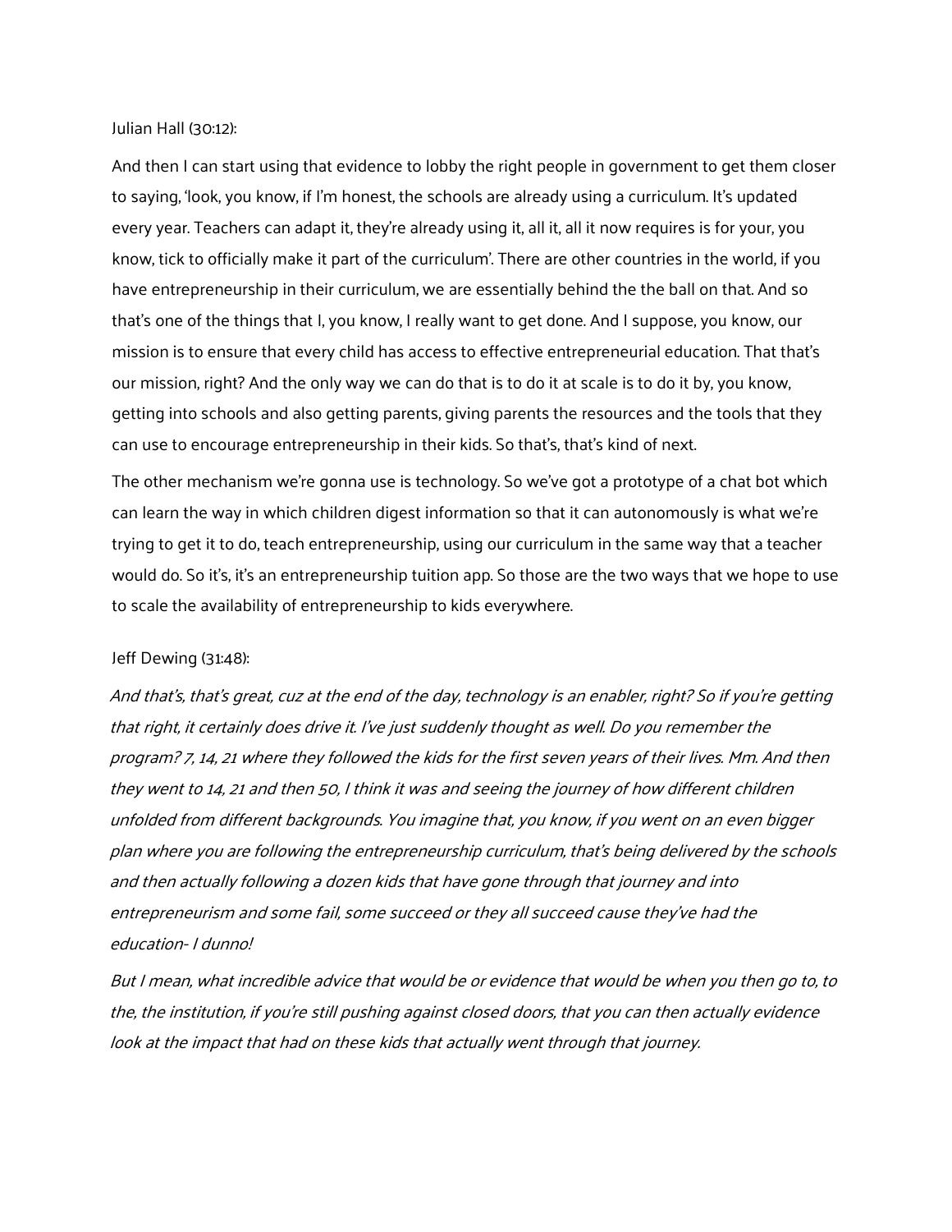Julian Hall (30:12):

And then I can start using that evidence to lobby the right people in government to get them closer to saying, 'look, you know, if I'm honest, the schools are already using a curriculum. It's updated every year. Teachers can adapt it, they're already using it, all it, all it now requires is for your, you know, tick to officially make it part of the curriculum'. There are other countries in the world, if you have entrepreneurship in their curriculum, we are essentially behind the the ball on that. And so that's one of the things that I, you know, I really want to get done. And I suppose, you know, our mission is to ensure that every child has access to effective entrepreneurial education. That that's our mission, right? And the only way we can do that is to do it at scale is to do it by, you know, getting into schools and also getting parents, giving parents the resources and the tools that they can use to encourage entrepreneurship in their kids. So that's, that's kind of next.

The other mechanism we're gonna use is technology. So we've got a prototype of a chat bot which can learn the way in which children digest information so that it can autonomously is what we're trying to get it to do, teach entrepreneurship, using our curriculum in the same way that a teacher would do. So it's, it's an entrepreneurship tuition app. So those are the two ways that we hope to use to scale the availability of entrepreneurship to kids everywhere.

Jeff Dewing (31:48):

*And that's, that's great, cuz at the end of the day, technology is an enabler, right? So if you're getting that right, it certainly does drive it. I've just suddenly thought as well. Do you remember the program? 7, 14, 21 where they followed the kids for the first seven years of their lives. Mm. And then they went to 14, 21 and then 50, I think it was and seeing the journey of how different children unfolded from different backgrounds. You imagine that, you know, if you went on an even bigger plan where you are following the entrepreneurship curriculum, that's being delivered by the schools and then actually following a dozen kids that have gone through that journey and into entrepreneurism and some fail, some succeed or they all succeed cause they've had the education- I dunno!*

*But I mean, what incredible advice that would be or evidence that would be when you then go to, to the, the institution, if you're still pushing against closed doors, that you can then actually evidence look at the impact that had on these kids that actually went through that journey.*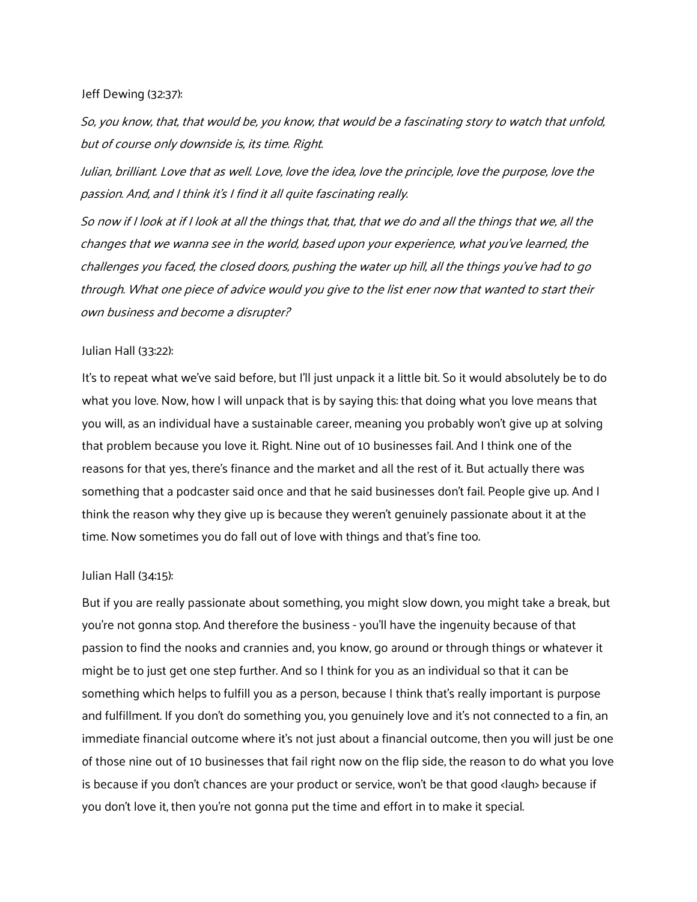Jeff Dewing (32:37):

*So, you know, that, that would be, you know, that would be a fascinating story to watch that unfold, but of course only downside is, its time. Right.*

*Julian, brilliant. Love that as well. Love, love the idea, love the principle, love the purpose, love the passion. And, and I think it's I find it all quite fascinating really.*

*So now if I look at if I look at all the things that, that, that we do and all the things that we, all the changes that we wanna see in the world, based upon your experience, what you've learned, the challenges you faced, the closed doors, pushing the water up hill, all the things you've had to go through. What one piece of advice would you give to the list ener now that wanted to start their own business and become a disrupter?*

Julian Hall (33:22):

It's to repeat what we've said before, but I'll just unpack it a little bit. So it would absolutely be to do what you love. Now, how I will unpack that is by saying this: that doing what you love means that you will, as an individual have a sustainable career, meaning you probably won't give up at solving that problem because you love it. Right. Nine out of 10 businesses fail. And I think one of the reasons for that yes, there's finance and the market and all the rest of it. But actually there was something that a podcaster said once and that he said businesses don't fail. People give up. And I think the reason why they give up is because they weren't genuinely passionate about it at the time. Now sometimes you do fall out of love with things and that's fine too.

Julian Hall (34:15):

But if you are really passionate about something, you might slow down, you might take a break, but you're not gonna stop. And therefore the business - you'll have the ingenuity because of that passion to find the nooks and crannies and, you know, go around or through things or whatever it might be to just get one step further. And so I think for you as an individual so that it can be something which helps to fulfill you as a person, because I think that's really important is purpose and fulfillment. If you don't do something you, you genuinely love and it's not connected to a fin, an immediate financial outcome where it's not just about a financial outcome, then you will just be one of those nine out of 10 businesses that fail right now on the flip side, the reason to do what you love is because if you don't chances are your product or service, won't be that good <laugh> because if you don't love it, then you're not gonna put the time and effort in to make it special.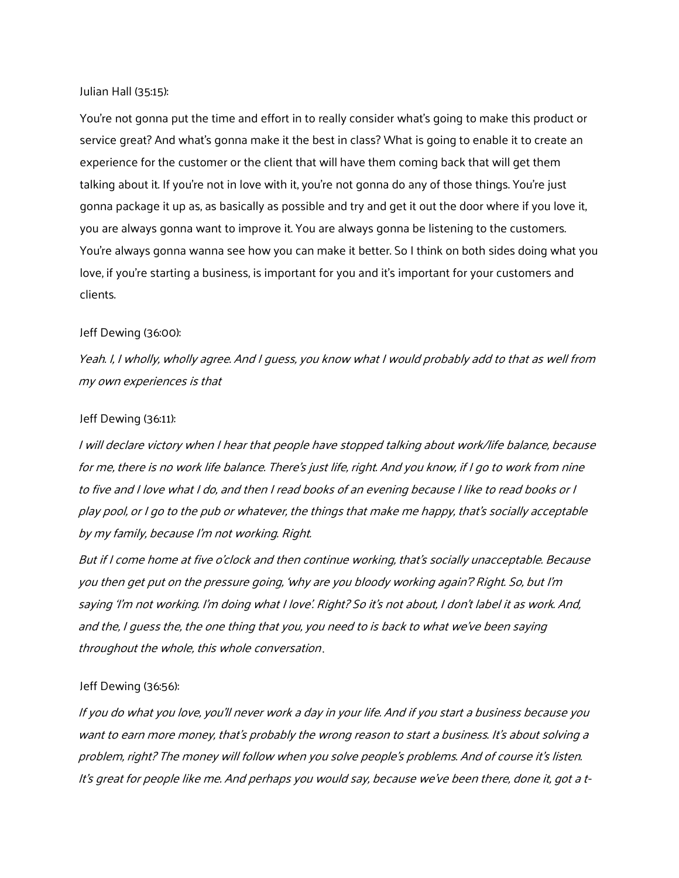Julian Hall (35:15):

You're not gonna put the time and effort in to really consider what's going to make this product or service great? And what's gonna make it the best in class? What is going to enable it to create an experience for the customer or the client that will have them coming back that will get them talking about it. If you're not in love with it, you're not gonna do any of those things. You're just gonna package it up as, as basically as possible and try and get it out the door where if you love it, you are always gonna want to improve it. You are always gonna be listening to the customers. You're always gonna wanna see how you can make it better. So I think on both sides doing what you love, if you're starting a business, is important for you and it's important for your customers and clients.

Jeff Dewing (36:00):

*Yeah. I, I wholly, wholly agree. And I guess, you know what I would probably add to that as well from my own experiences is that*

Jeff Dewing (36:11):

*I will declare victory when I hear that people have stopped talking about work/life balance, because for me, there is no work life balance. There's just life, right. And you know, if I go to work from nine to five and I love what I do, and then I read books of an evening because I like to read books or I play pool, or I go to the pub or whatever, the things that make me happy, that's socially acceptable by my family, because I'm not working. Right.*

*But if I come home at five o'clock and then continue working, that's socially unacceptable. Because you then get put on the pressure going, 'why are you bloody working again'? Right. So, but I'm saying 'I'm not working. I'm doing what I love'. Right? So it's not about, I don't label it as work. And, and the, I guess the, the one thing that you, you need to is back to what we've been saying throughout the whole, this whole conversation*.

Jeff Dewing (36:56):

*If you do what you love, you'll never work a day in your life. And if you start a business because you want to earn more money, that's probably the wrong reason to start a business. It's about solving a problem, right? The money will follow when you solve people's problems. And of course it's listen. It's great for people like me. And perhaps you would say, because we've been there, done it, got a t-*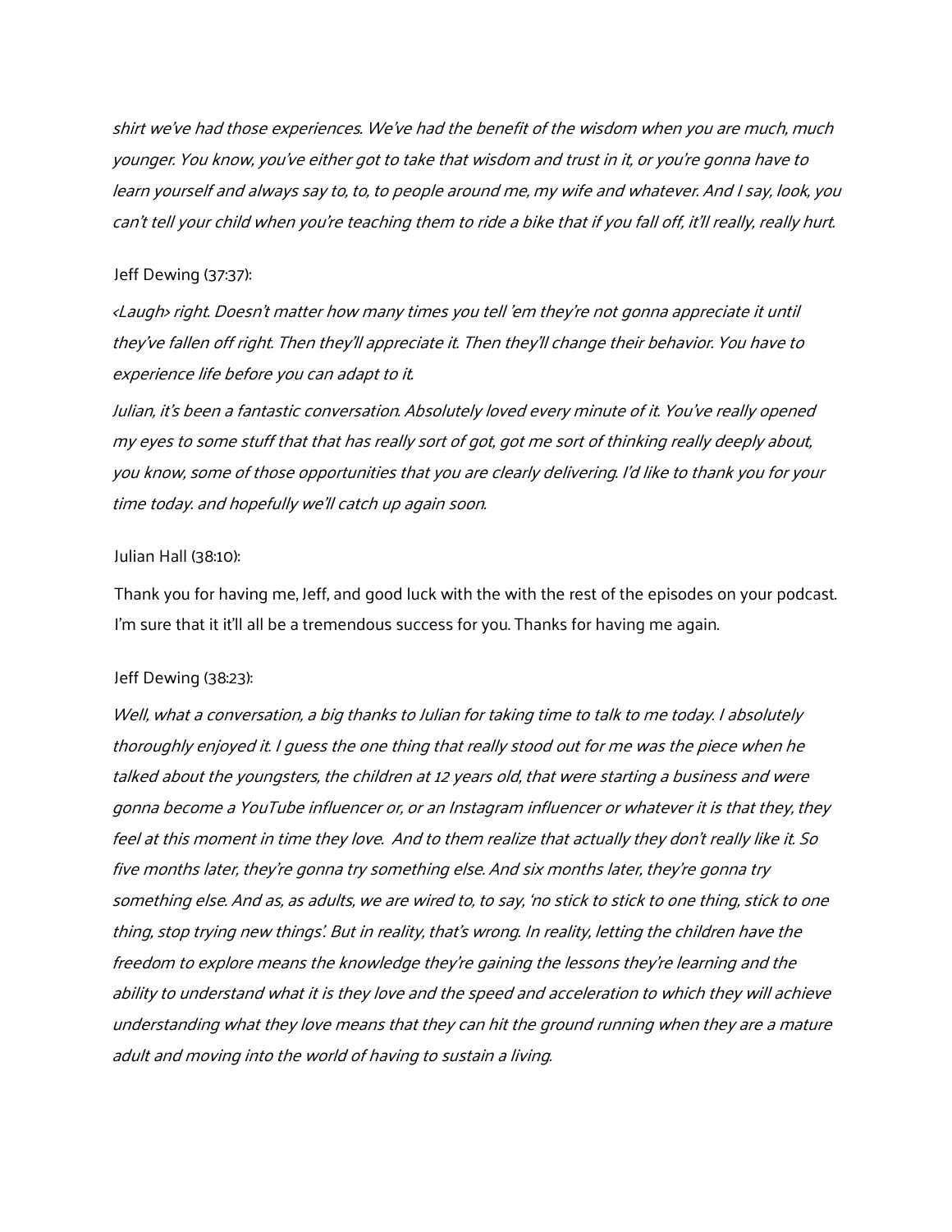*shirt we've had those experiences. We've had the benefit of the wisdom when you are much, much younger. You know, you've either got to take that wisdom and trust in it, or you're gonna have to learn yourself and always say to, to, to people around me, my wife and whatever. And I say, look, you can't tell your child when you're teaching them to ride a bike that if you fall off, it'll really, really hurt.*

Jeff Dewing (37:37):

*<Laugh> right. Doesn't matter how many times you tell 'em they're not gonna appreciate it until they've fallen off right. Then they'll appreciate it. Then they'll change their behavior. You have to experience life before you can adapt to it.*

*Julian, it's been a fantastic conversation. Absolutely loved every minute of it. You've really opened my eyes to some stuff that that has really sort of got, got me sort of thinking really deeply about, you know, some of those opportunities that you are clearly delivering. I'd like to thank you for your time today. and hopefully we'll catch up again soon.*

Julian Hall (38:10):

Thank you for having me, Jeff, and good luck with the with the rest of the episodes on your podcast. I'm sure that it it'll all be a tremendous success for you. Thanks for having me again.

Jeff Dewing (38:23):

*Well, what a conversation, a big thanks to Julian for taking time to talk to me today. I absolutely thoroughly enjoyed it. I guess the one thing that really stood out for me was the piece when he talked about the youngsters, the children at 12 years old, that were starting a business and were gonna become a YouTube influencer or, or an Instagram influencer or whatever it is that they, they feel at this moment in time they love. And to them realize that actually they don't really like it. So five months later, they're gonna try something else. And six months later, they're gonna try something else. And as, as adults, we are wired to, to say, 'no stick to stick to one thing, stick to one thing, stop trying new things'. But in reality, that's wrong. In reality, letting the children have the freedom to explore means the knowledge they're gaining the lessons they're learning and the ability to understand what it is they love and the speed and acceleration to which they will achieve understanding what they love means that they can hit the ground running when they are a mature adult and moving into the world of having to sustain a living.*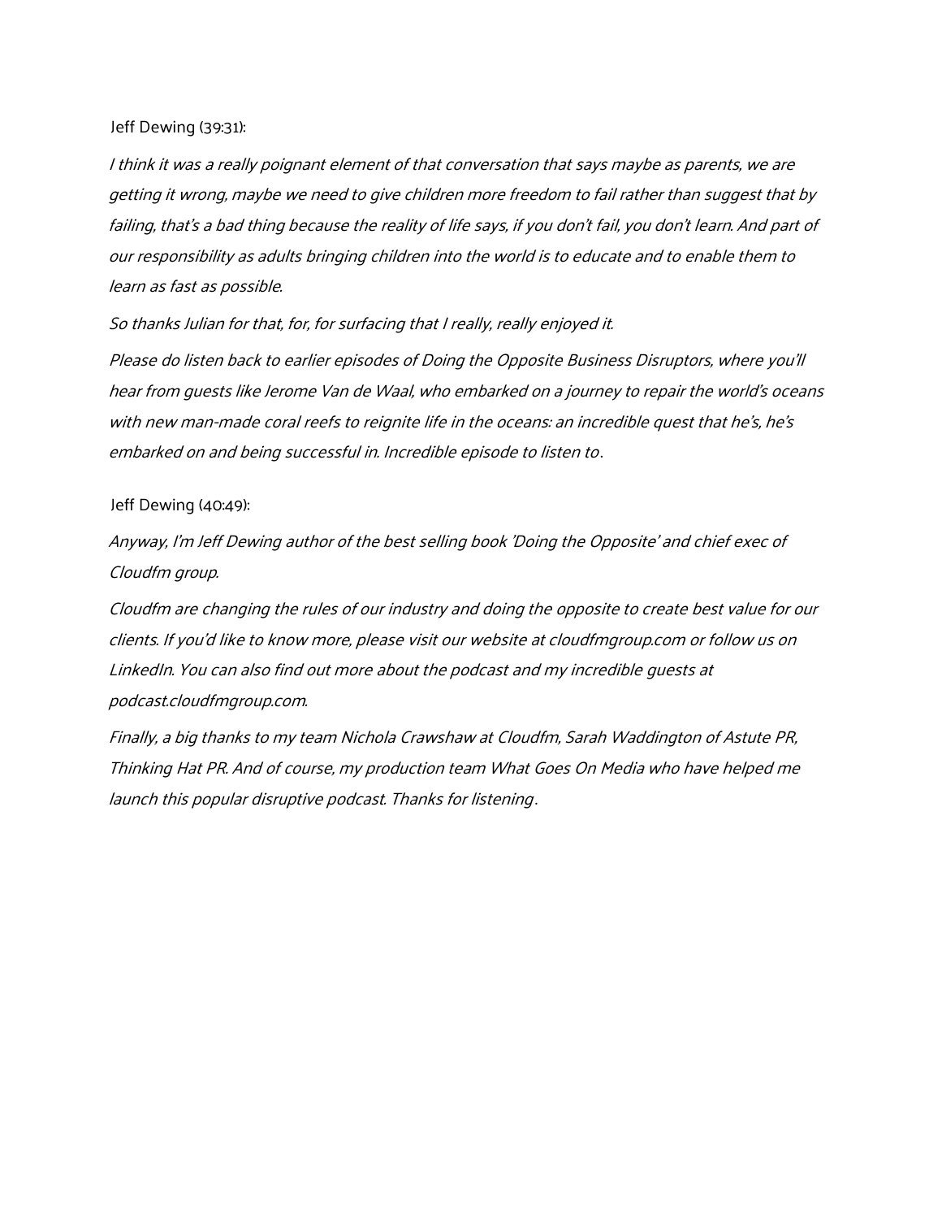Jeff Dewing (39:31):

*I think it was a really poignant element of that conversation that says maybe as parents, we are getting it wrong, maybe we need to give children more freedom to fail rather than suggest that by failing, that's a bad thing because the reality of life says, if you don't fail, you don't learn. And part of our responsibility as adults bringing children into the world is to educate and to enable them to learn as fast as possible.*

*So thanks Julian for that, for, for surfacing that I really, really enjoyed it.*

*Please do listen back to earlier episodes of Doing the Opposite Business Disruptors, where you'll hear from guests like Jerome Van de Waal, who embarked on a journey to repair the world's oceans with new man-made coral reefs to reignite life in the oceans: an incredible quest that he's, he's embarked on and being successful in. Incredible episode to listen to*.

Jeff Dewing (40:49):

*Anyway, I'm Jeff Dewing author of the best selling book 'Doing the Opposite' and chief exec of Cloudfm group.*

*Cloudfm are changing the rules of our industry and doing the opposite to create best value for our clients. If you'd like to know more, please visit our website at cloudfmgroup.com or follow us on LinkedIn. You can also find out more about the podcast and my incredible guests at podcast.cloudfmgroup.com.*

*Finally, a big thanks to my team Nichola Crawshaw at Cloudfm, Sarah Waddington of Astute PR, Thinking Hat PR. And of course, my production team What Goes On Media who have helped me launch this popular disruptive podcast. Thanks for listening*.